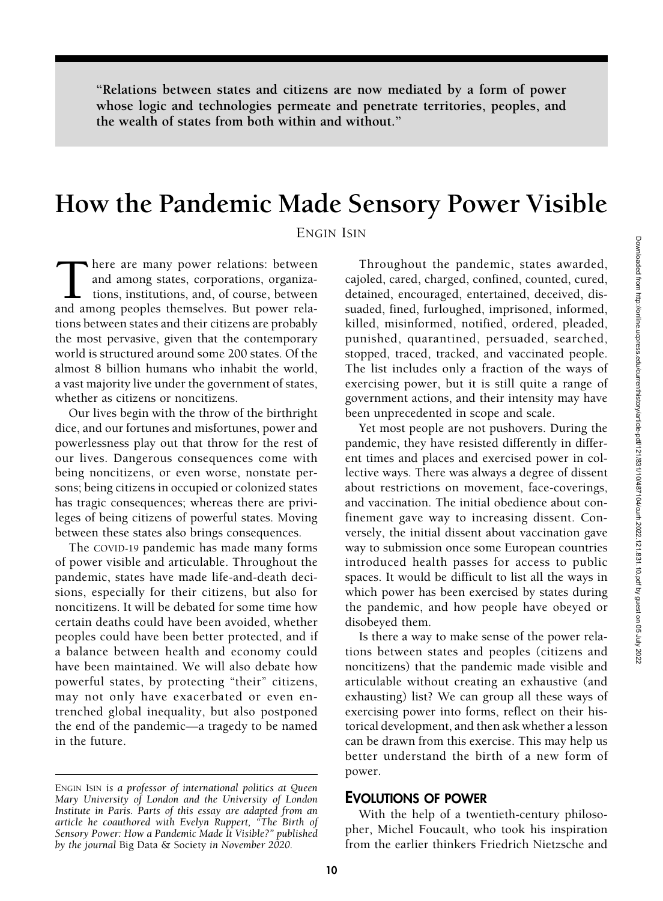> "Relations between states and citizens are now mediated by a form of power whose logic and technologies permeate and penetrate territories, peoples, and the wealth of states from both within and without."

# How the Pandemic Made Sensory Power Visible

ENGIN ISIN

There are many power relations: between and among states, corporations, organizations, institutions, and, of course, between and among peoples themselves. But power relations between states and their citizens are probably the most pervasive, given that the contemporary world is structured around some 200 states. Of the almost 8 billion humans who inhabit the world, a vast majority live under the government of states, whether as citizens or noncitizens.

Our lives begin with the throw of the birthright dice, and our fortunes and misfortunes, power and powerlessness play out that throw for the rest of our lives. Dangerous consequences come with being noncitizens, or even worse, nonstate persons; being citizens in occupied or colonized states has tragic consequences; whereas there are privileges of being citizens of powerful states. Moving between these states also brings consequences.

The COVID-19 pandemic has made many forms of power visible and articulable. Throughout the pandemic, states have made life-and-death decisions, especially for their citizens, but also for noncitizens. It will be debated for some time how certain deaths could have been avoided, whether peoples could have been better protected, and if a balance between health and economy could have been maintained. We will also debate how powerful states, by protecting "their" citizens, may not only have exacerbated or even entrenched global inequality, but also postponed the end of the pandemic—a tragedy to be named in the future.

Throughout the pandemic, states awarded, cajoled, cared, charged, confined, counted, cured, detained, encouraged, entertained, deceived, dissuaded, fined, furloughed, imprisoned, informed, killed, misinformed, notified, ordered, pleaded, punished, quarantined, persuaded, searched, stopped, traced, tracked, and vaccinated people. The list includes only a fraction of the ways of exercising power, but it is still quite a range of government actions, and their intensity may have been unprecedented in scope and scale.

Yet most people are not pushovers. During the pandemic, they have resisted differently in different times and places and exercised power in collective ways. There was always a degree of dissent about restrictions on movement, face-coverings, and vaccination. The initial obedience about confinement gave way to increasing dissent. Conversely, the initial dissent about vaccination gave way to submission once some European countries introduced health passes for access to public spaces. It would be difficult to list all the ways in which power has been exercised by states during the pandemic, and how people have obeyed or disobeyed them.

Is there a way to make sense of the power relations between states and peoples (citizens and noncitizens) that the pandemic made visible and articulable without creating an exhaustive (and exhausting) list? We can group all these ways of exercising power into forms, reflect on their historical development, and then ask whether a lesson can be drawn from this exercise. This may help us better understand the birth of a new form of power.

## EVOLUTIONS OF POWER

With the help of a twentieth-century philosopher, Michel Foucault, who took his inspiration from the earlier thinkers Friedrich Nietzsche and

---

*ENGIN ISIN is a professor of international politics at Queen Mary University of London and the University of London Institute in Paris. Parts of this essay are adapted from an article he coauthored with Evelyn Ruppert, "The Birth of Sensory Power: How a Pandemic Made It Visible?" published by the journal Big Data & Society in November 2020.*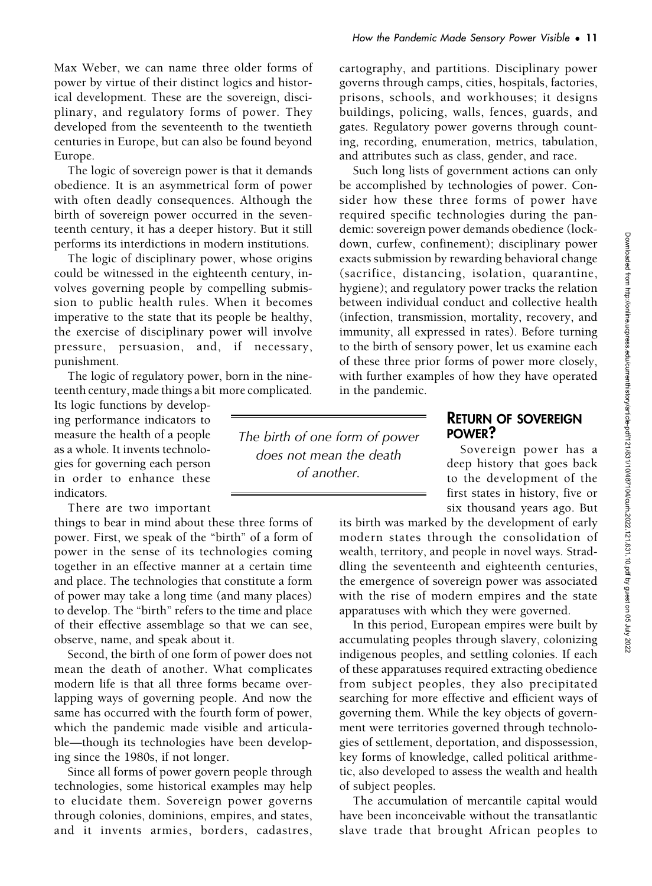Max Weber, we can name three older forms of power by virtue of their distinct logics and historical development. These are the sovereign, disciplinary, and regulatory forms of power. They developed from the seventeenth to the twentieth centuries in Europe, but can also be found beyond Europe.

The logic of sovereign power is that it demands obedience. It is an asymmetrical form of power with often deadly consequences. Although the birth of sovereign power occurred in the seventeenth century, it has a deeper history. But it still performs its interdictions in modern institutions.

The logic of disciplinary power, whose origins could be witnessed in the eighteenth century, involves governing people by compelling submission to public health rules. When it becomes imperative to the state that its people be healthy, the exercise of disciplinary power will involve pressure, persuasion, and, if necessary, punishment.

The logic of regulatory power, born in the nineteenth century, made things a bit more complicated. Its logic functions by developing performance indicators to measure the health of a people as a whole. It invents technologies for governing each person in order to enhance these indicators.

There are two important things to bear in mind about these three forms of power. First, we speak of the "birth" of a form of power in the sense of its technologies coming together in an effective manner at a certain time and place. The technologies that constitute a form of power may take a long time (and many places) to develop. The "birth" refers to the time and place of their effective assemblage so that we can see, observe, name, and speak about it.

Second, the birth of one form of power does not mean the death of another. What complicates modern life is that all three forms became overlapping ways of governing people. And now the same has occurred with the fourth form of power, which the pandemic made visible and articulable—though its technologies have been developing since the 1980s, if not longer.

Since all forms of power govern people through technologies, some historical examples may help to elucidate them. Sovereign power governs through colonies, dominions, empires, and states, and it invents armies, borders, cadastres, cartography, and partitions. Disciplinary power governs through camps, cities, hospitals, factories, prisons, schools, and workhouses; it designs buildings, policing, walls, fences, guards, and gates. Regulatory power governs through counting, recording, enumeration, metrics, tabulation, and attributes such as class, gender, and race.

Such long lists of government actions can only be accomplished by technologies of power. Consider how these three forms of power have required specific technologies during the pandemic: sovereign power demands obedience (lockdown, curfew, confinement); disciplinary power exacts submission by rewarding behavioral change (sacrifice, distancing, isolation, quarantine, hygiene); and regulatory power tracks the relation between individual conduct and collective health (infection, transmission, mortality, recovery, and immunity, all expressed in rates). Before turning to the birth of sensory power, let us examine each of these three prior forms of power more closely, with further examples of how they have operated in the pandemic.

> *The birth of one form of power does not mean the death of another.*

## Return of Sovereign Power?

Sovereign power has a deep history that goes back to the development of the first states in history, five or six thousand years ago. But its birth was marked by the development of early modern states through the consolidation of wealth, territory, and people in novel ways. Straddling the seventeenth and eighteenth centuries, the emergence of sovereign power was associated with the rise of modern empires and the state apparatuses with which they were governed.

In this period, European empires were built by accumulating peoples through slavery, colonizing indigenous peoples, and settling colonies. If each of these apparatuses required extracting obedience from subject peoples, they also precipitated searching for more effective and efficient ways of governing them. While the key objects of government were territories governed through technologies of settlement, deportation, and dispossession, key forms of knowledge, called political arithmetic, also developed to assess the wealth and health of subject peoples.

The accumulation of mercantile capital would have been inconceivable without the transatlantic slave trade that brought African peoples to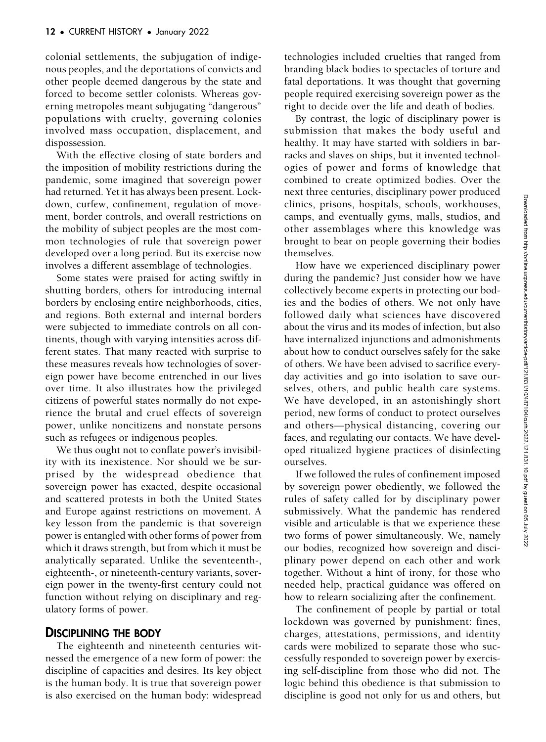colonial settlements, the subjugation of indigenous peoples, and the deportations of convicts and other people deemed dangerous by the state and forced to become settler colonists. Whereas governing metropoles meant subjugating "dangerous" populations with cruelty, governing colonies involved mass occupation, displacement, and dispossession.

With the effective closing of state borders and the imposition of mobility restrictions during the pandemic, some imagined that sovereign power had returned. Yet it has always been present. Lockdown, curfew, confinement, regulation of movement, border controls, and overall restrictions on the mobility of subject peoples are the most common technologies of rule that sovereign power developed over a long period. But its exercise now involves a different assemblage of technologies.

Some states were praised for acting swiftly in shutting borders, others for introducing internal borders by enclosing entire neighborhoods, cities, and regions. Both external and internal borders were subjected to immediate controls on all continents, though with varying intensities across different states. That many reacted with surprise to these measures reveals how technologies of sovereign power have become entrenched in our lives over time. It also illustrates how the privileged citizens of powerful states normally do not experience the brutal and cruel effects of sovereign power, unlike noncitizens and nonstate persons such as refugees or indigenous peoples.

We thus ought not to conflate power's invisibility with its inexistence. Nor should we be surprised by the widespread obedience that sovereign power has exacted, despite occasional and scattered protests in both the United States and Europe against restrictions on movement. A key lesson from the pandemic is that sovereign power is entangled with other forms of power from which it draws strength, but from which it must be analytically separated. Unlike the seventeenth-, eighteenth-, or nineteenth-century variants, sovereign power in the twenty-first century could not function without relying on disciplinary and regulatory forms of power.

## Disciplining the Body

The eighteenth and nineteenth centuries witnessed the emergence of a new form of power: the discipline of capacities and desires. Its key object is the human body. It is true that sovereign power is also exercised on the human body: widespread technologies included cruelties that ranged from branding black bodies to spectacles of torture and fatal deportations. It was thought that governing people required exercising sovereign power as the right to decide over the life and death of bodies.

By contrast, the logic of disciplinary power is submission that makes the body useful and healthy. It may have started with soldiers in barracks and slaves on ships, but it invented technologies of power and forms of knowledge that combined to create optimized bodies. Over the next three centuries, disciplinary power produced clinics, prisons, hospitals, schools, workhouses, camps, and eventually gyms, malls, studios, and other assemblages where this knowledge was brought to bear on people governing their bodies themselves.

How have we experienced disciplinary power during the pandemic? Just consider how we have collectively become experts in protecting our bodies and the bodies of others. We not only have followed daily what sciences have discovered about the virus and its modes of infection, but also have internalized injunctions and admonishments about how to conduct ourselves safely for the sake of others. We have been advised to sacrifice everyday activities and go into isolation to save ourselves, others, and public health care systems. We have developed, in an astonishingly short period, new forms of conduct to protect ourselves and others—physical distancing, covering our faces, and regulating our contacts. We have developed ritualized hygiene practices of disinfecting ourselves.

If we followed the rules of confinement imposed by sovereign power obediently, we followed the rules of safety called for by disciplinary power submissively. What the pandemic has rendered visible and articulable is that we experience these two forms of power simultaneously. We, namely our bodies, recognized how sovereign and disciplinary power depend on each other and work together. Without a hint of irony, for those who needed help, practical guidance was offered on how to relearn socializing after the confinement.

The confinement of people by partial or total lockdown was governed by punishment: fines, charges, attestations, permissions, and identity cards were mobilized to separate those who successfully responded to sovereign power by exercising self-discipline from those who did not. The logic behind this obedience is that submission to discipline is good not only for us and others, but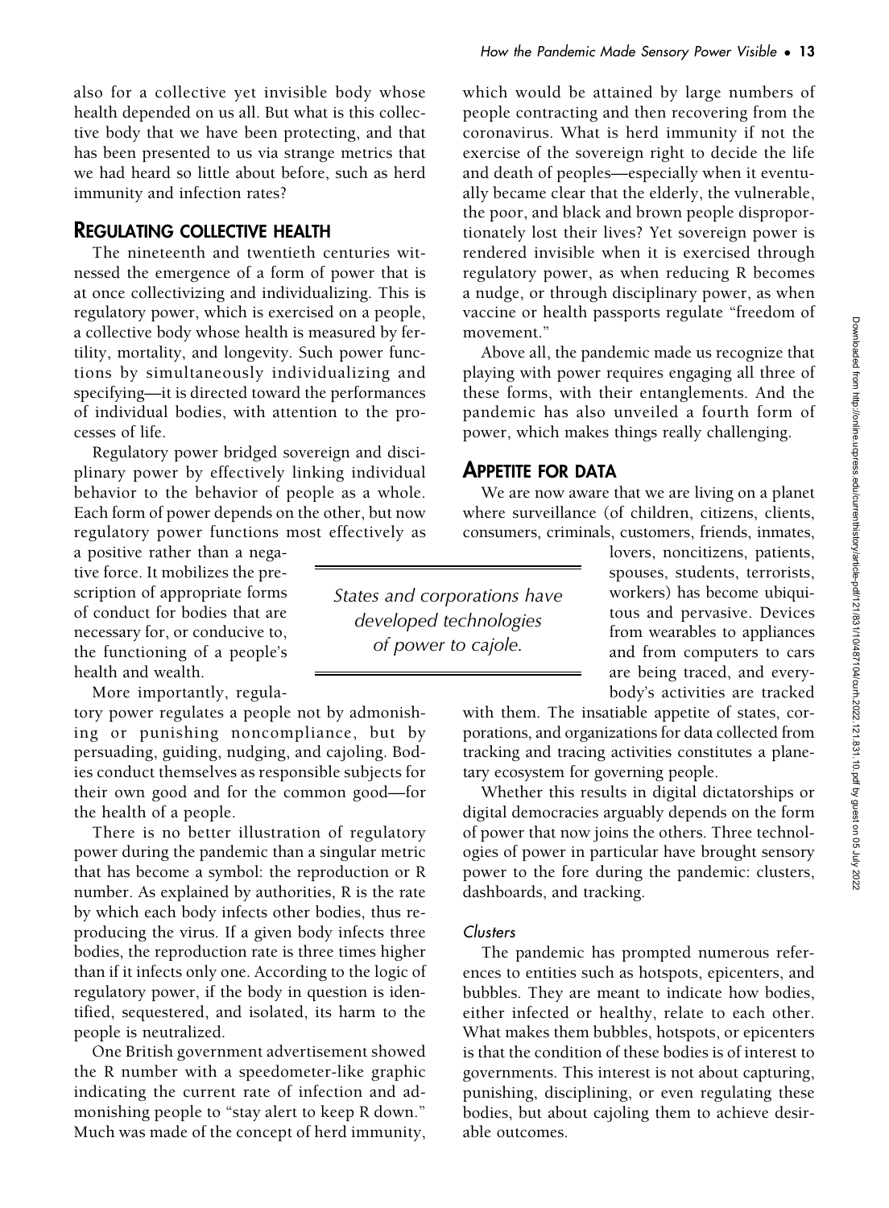also for a collective yet invisible body whose health depended on us all. But what is this collective body that we have been protecting, and that has been presented to us via strange metrics that we had heard so little about before, such as herd immunity and infection rates?

## REGULATING COLLECTIVE HEALTH

The nineteenth and twentieth centuries witnessed the emergence of a form of power that is at once collectivizing and individualizing. This is regulatory power, which is exercised on a people, a collective body whose health is measured by fertility, mortality, and longevity. Such power functions by simultaneously individualizing and specifying—it is directed toward the performances of individual bodies, with attention to the processes of life.

Regulatory power bridged sovereign and disciplinary power by effectively linking individual behavior to the behavior of people as a whole. Each form of power depends on the other, but now regulatory power functions most effectively as a positive rather than a negative force. It mobilizes the prescription of appropriate forms of conduct for bodies that are necessary for, or conducive to, the functioning of a people's health and wealth.

> *States and corporations have developed technologies of power to cajole.*

More importantly, regulatory power regulates a people not by admonishing or punishing noncompliance, but by persuading, guiding, nudging, and cajoling. Bodies conduct themselves as responsible subjects for their own good and for the common good—for the health of a people.

There is no better illustration of regulatory power during the pandemic than a singular metric that has become a symbol: the reproduction or R number. As explained by authorities, R is the rate by which each body infects other bodies, thus reproducing the virus. If a given body infects three bodies, the reproduction rate is three times higher than if it infects only one. According to the logic of regulatory power, if the body in question is identified, sequestered, and isolated, its harm to the people is neutralized.

One British government advertisement showed the R number with a speedometer-like graphic indicating the current rate of infection and admonishing people to "stay alert to keep R down." Much was made of the concept of herd immunity, which would be attained by large numbers of people contracting and then recovering from the coronavirus. What is herd immunity if not the exercise of the sovereign right to decide the life and death of peoples—especially when it eventually became clear that the elderly, the vulnerable, the poor, and black and brown people disproportionately lost their lives? Yet sovereign power is rendered invisible when it is exercised through regulatory power, as when reducing R becomes a nudge, or through disciplinary power, as when vaccine or health passports regulate "freedom of movement."

Above all, the pandemic made us recognize that playing with power requires engaging all three of these forms, with their entanglements. And the pandemic has also unveiled a fourth form of power, which makes things really challenging.

## APPETITE FOR DATA

We are now aware that we are living on a planet where surveillance (of children, citizens, clients, consumers, criminals, customers, friends, inmates, lovers, noncitizens, patients, spouses, students, terrorists, workers) has become ubiquitous and pervasive. Devices from wearables to appliances and from computers to cars are being traced, and everybody's activities are tracked with them. The insatiable appetite of states, corporations, and organizations for data collected from tracking and tracing activities constitutes a planetary ecosystem for governing people.

Whether this results in digital dictatorships or digital democracies arguably depends on the form of power that now joins the others. Three technologies of power in particular have brought sensory power to the fore during the pandemic: clusters, dashboards, and tracking.

### *Clusters*

The pandemic has prompted numerous references to entities such as hotspots, epicenters, and bubbles. They are meant to indicate how bodies, either infected or healthy, relate to each other. What makes them bubbles, hotspots, or epicenters is that the condition of these bodies is of interest to governments. This interest is not about capturing, punishing, disciplining, or even regulating these bodies, but about cajoling them to achieve desirable outcomes.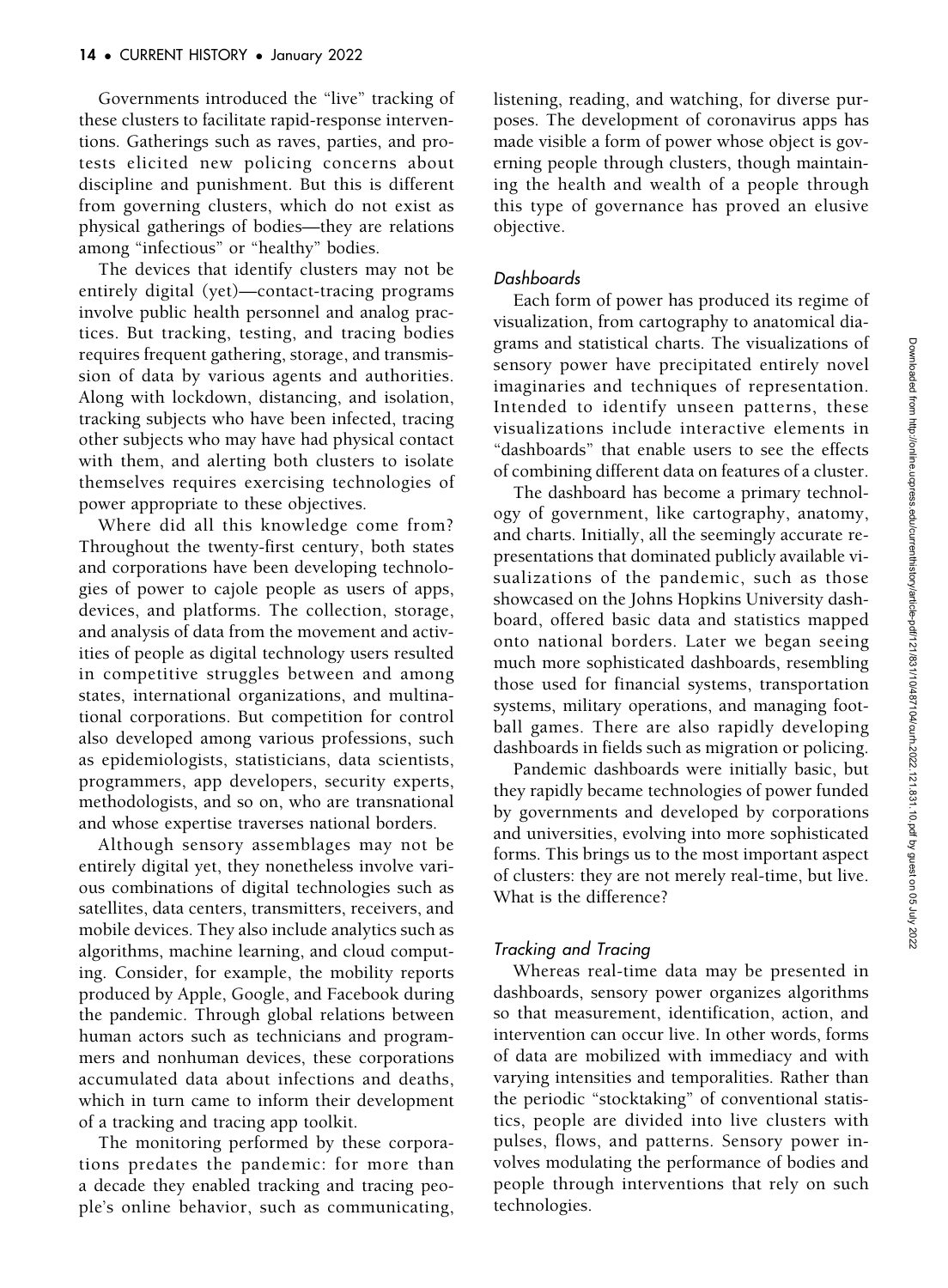Governments introduced the "live" tracking of these clusters to facilitate rapid-response interventions. Gatherings such as raves, parties, and protests elicited new policing concerns about discipline and punishment. But this is different from governing clusters, which do not exist as physical gatherings of bodies—they are relations among "infectious" or "healthy" bodies.

The devices that identify clusters may not be entirely digital (yet)—contact-tracing programs involve public health personnel and analog practices. But tracking, testing, and tracing bodies requires frequent gathering, storage, and transmission of data by various agents and authorities. Along with lockdown, distancing, and isolation, tracking subjects who have been infected, tracing other subjects who may have had physical contact with them, and alerting both clusters to isolate themselves requires exercising technologies of power appropriate to these objectives.

Where did all this knowledge come from? Throughout the twenty-first century, both states and corporations have been developing technologies of power to cajole people as users of apps, devices, and platforms. The collection, storage, and analysis of data from the movement and activities of people as digital technology users resulted in competitive struggles between and among states, international organizations, and multinational corporations. But competition for control also developed among various professions, such as epidemiologists, statisticians, data scientists, programmers, app developers, security experts, methodologists, and so on, who are transnational and whose expertise traverses national borders.

Although sensory assemblages may not be entirely digital yet, they nonetheless involve various combinations of digital technologies such as satellites, data centers, transmitters, receivers, and mobile devices. They also include analytics such as algorithms, machine learning, and cloud computing. Consider, for example, the mobility reports produced by Apple, Google, and Facebook during the pandemic. Through global relations between human actors such as technicians and programmers and nonhuman devices, these corporations accumulated data about infections and deaths, which in turn came to inform their development of a tracking and tracing app toolkit.

The monitoring performed by these corporations predates the pandemic: for more than a decade they enabled tracking and tracing people's online behavior, such as communicating, listening, reading, and watching, for diverse purposes. The development of coronavirus apps has made visible a form of power whose object is governing people through clusters, though maintaining the health and wealth of a people through this type of governance has proved an elusive objective.

### *Dashboards*

Each form of power has produced its regime of visualization, from cartography to anatomical diagrams and statistical charts. The visualizations of sensory power have precipitated entirely novel imaginaries and techniques of representation. Intended to identify unseen patterns, these visualizations include interactive elements in "dashboards" that enable users to see the effects of combining different data on features of a cluster.

The dashboard has become a primary technology of government, like cartography, anatomy, and charts. Initially, all the seemingly accurate representations that dominated publicly available visualizations of the pandemic, such as those showcased on the Johns Hopkins University dashboard, offered basic data and statistics mapped onto national borders. Later we began seeing much more sophisticated dashboards, resembling those used for financial systems, transportation systems, military operations, and managing football games. There are also rapidly developing dashboards in fields such as migration or policing.

Pandemic dashboards were initially basic, but they rapidly became technologies of power funded by governments and developed by corporations and universities, evolving into more sophisticated forms. This brings us to the most important aspect of clusters: they are not merely real-time, but live. What is the difference?

### *Tracking and Tracing*

Whereas real-time data may be presented in dashboards, sensory power organizes algorithms so that measurement, identification, action, and intervention can occur live. In other words, forms of data are mobilized with immediacy and with varying intensities and temporalities. Rather than the periodic "stocktaking" of conventional statistics, people are divided into live clusters with pulses, flows, and patterns. Sensory power involves modulating the performance of bodies and people through interventions that rely on such technologies.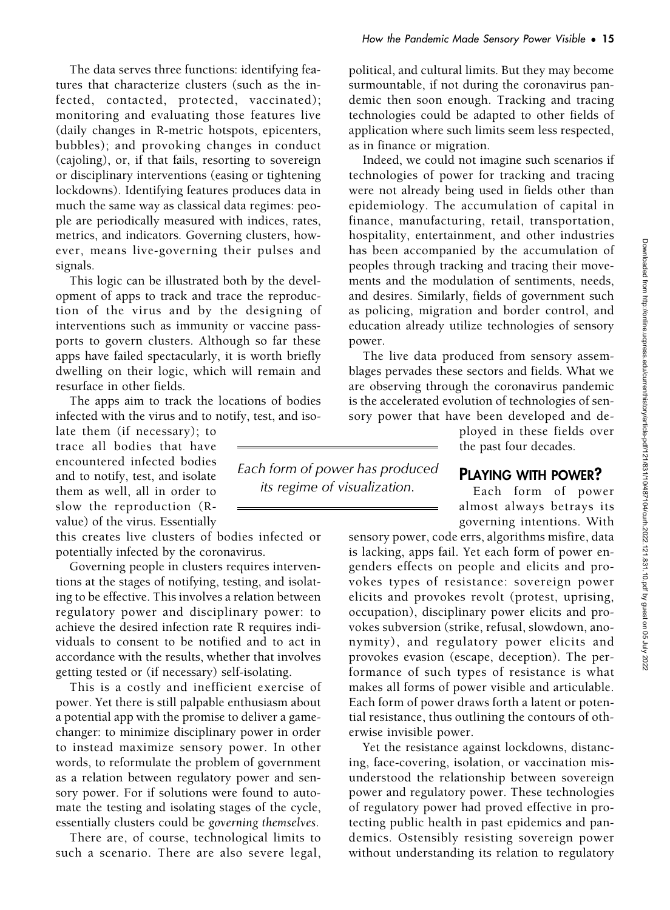The data serves three functions: identifying features that characterize clusters (such as the infected, contacted, protected, vaccinated); monitoring and evaluating those features live (daily changes in R-metric hotspots, epicenters, bubbles); and provoking changes in conduct (cajoling), or, if that fails, resorting to sovereign or disciplinary interventions (easing or tightening lockdowns). Identifying features produces data in much the same way as classical data regimes: people are periodically measured with indices, rates, metrics, and indicators. Governing clusters, however, means live-governing their pulses and signals.

This logic can be illustrated both by the development of apps to track and trace the reproduction of the virus and by the designing of interventions such as immunity or vaccine passports to govern clusters. Although so far these apps have failed spectacularly, it is worth briefly dwelling on their logic, which will remain and resurface in other fields.

The apps aim to track the locations of bodies infected with the virus and to notify, test, and isolate them (if necessary); to trace all bodies that have encountered infected bodies and to notify, test, and isolate them as well, all in order to slow the reproduction (R-value) of the virus. Essentially this creates live clusters of bodies infected or potentially infected by the coronavirus.

Governing people in clusters requires interventions at the stages of notifying, testing, and isolating to be effective. This involves a relation between regulatory power and disciplinary power: to achieve the desired infection rate R requires individuals to consent to be notified and to act in accordance with the results, whether that involves getting tested or (if necessary) self-isolating.

This is a costly and inefficient exercise of power. Yet there is still palpable enthusiasm about a potential app with the promise to deliver a game-changer: to minimize disciplinary power in order to instead maximize sensory power. In other words, to reformulate the problem of government as a relation between regulatory power and sensory power. For if solutions were found to automate the testing and isolating stages of the cycle, essentially clusters could be *governing themselves*.

There are, of course, technological limits to such a scenario. There are also severe legal, political, and cultural limits. But they may become surmountable, if not during the coronavirus pandemic then soon enough. Tracking and tracing technologies could be adapted to other fields of application where such limits seem less respected, as in finance or migration.

Indeed, we could not imagine such scenarios if technologies of power for tracking and tracing were not already being used in fields other than epidemiology. The accumulation of capital in finance, manufacturing, retail, transportation, hospitality, entertainment, and other industries has been accompanied by the accumulation of peoples through tracking and tracing their movements and the modulation of sentiments, needs, and desires. Similarly, fields of government such as policing, migration and border control, and education already utilize technologies of sensory power.

The live data produced from sensory assemblages pervades these sectors and fields. What we are observing through the coronavirus pandemic is the accelerated evolution of technologies of sensory power that have been developed and deployed in these fields over the past four decades.

*Each form of power has produced its regime of visualization.*

## PLAYING WITH POWER?

Each form of power almost always betrays its governing intentions. With sensory power, code errs, algorithms misfire, data is lacking, apps fail. Yet each form of power engenders effects on people and elicits and provokes types of resistance: sovereign power elicits and provokes revolt (protest, uprising, occupation), disciplinary power elicits and provokes subversion (strike, refusal, slowdown, anonymity), and regulatory power elicits and provokes evasion (escape, deception). The performance of such types of resistance is what makes all forms of power visible and articulable. Each form of power draws forth a latent or potential resistance, thus outlining the contours of otherwise invisible power.

Yet the resistance against lockdowns, distancing, face-covering, isolation, or vaccination misunderstood the relationship between sovereign power and regulatory power. These technologies of regulatory power had proved effective in protecting public health in past epidemics and pandemics. Ostensibly resisting sovereign power without understanding its relation to regulatory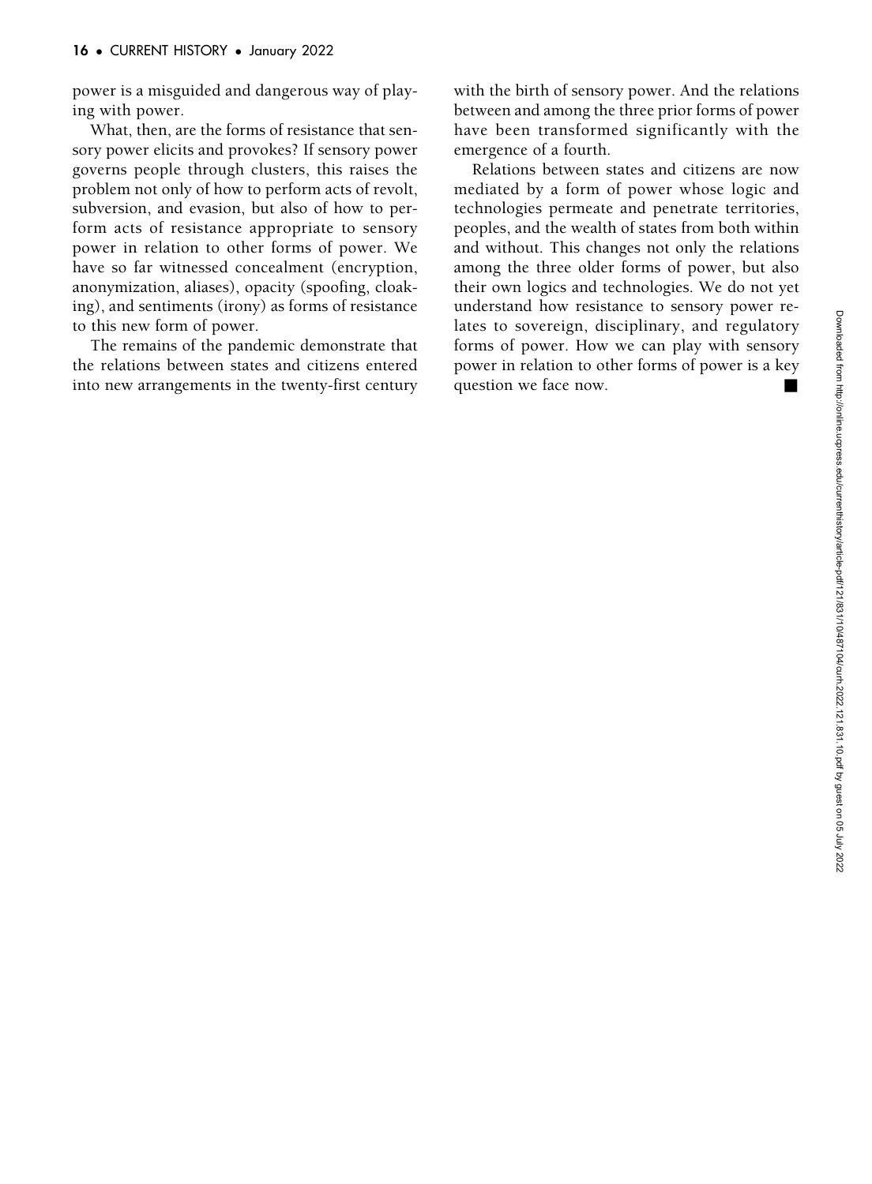power is a misguided and dangerous way of playing with power.

What, then, are the forms of resistance that sensory power elicits and provokes? If sensory power governs people through clusters, this raises the problem not only of how to perform acts of revolt, subversion, and evasion, but also of how to perform acts of resistance appropriate to sensory power in relation to other forms of power. We have so far witnessed concealment (encryption, anonymization, aliases), opacity (spoofing, cloaking), and sentiments (irony) as forms of resistance to this new form of power.

The remains of the pandemic demonstrate that the relations between states and citizens entered into new arrangements in the twenty-first century with the birth of sensory power. And the relations between and among the three prior forms of power have been transformed significantly with the emergence of a fourth.

Relations between states and citizens are now mediated by a form of power whose logic and technologies permeate and penetrate territories, peoples, and the wealth of states from both within and without. This changes not only the relations among the three older forms of power, but also their own logics and technologies. We do not yet understand how resistance to sensory power relates to sovereign, disciplinary, and regulatory forms of power. How we can play with sensory power in relation to other forms of power is a key question we face now. ■